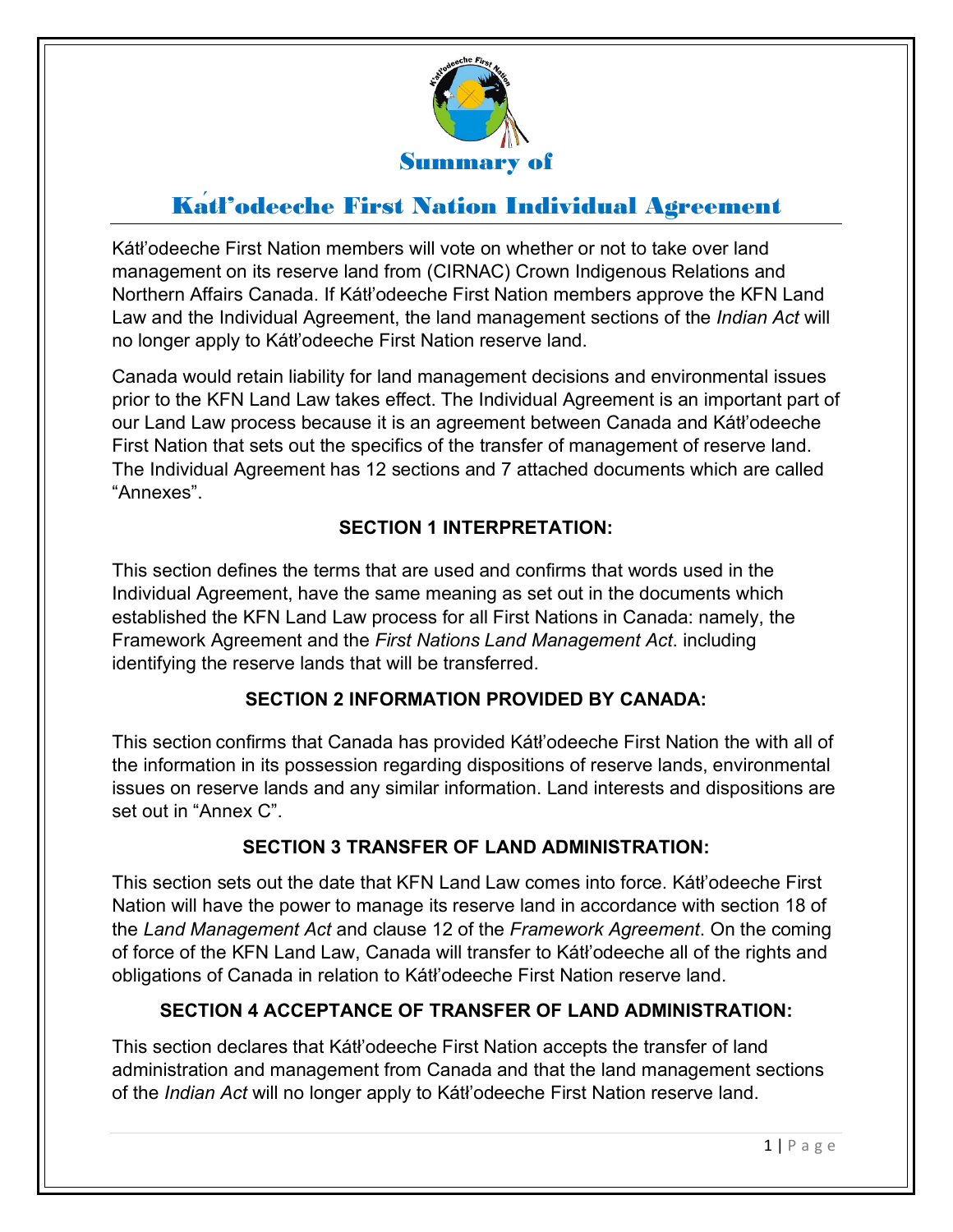# Summary of

# Kátł'odeeche First Nation Individual Agreement

Kátł'odeeche First Nation members will vote on whether or not to take over land management on its reserve land from (CIRNAC) Crown Indigenous Relations and Northern Affairs Canada. If Kátł'odeeche First Nation members approve the KFN Land Law and the Individual Agreement, the land management sections of the *Indian Act* will no longer apply to Kátł'odeeche First Nation reserve land.

Canada would retain liability for land management decisions and environmental issues prior to the KFN Land Law takes effect. The Individual Agreement is an important part of our Land Law process because it is an agreement between Canada and Kátł'odeeche First Nation that sets out the specifics of the transfer of management of reserve land. The Individual Agreement has 12 sections and 7 attached documents which are called "Annexes".

### SECTION 1 INTERPRETATION:

This section defines the terms that are used and confirms that words used in the Individual Agreement, have the same meaning as set out in the documents which established the KFN Land Law process for all First Nations in Canada: namely, the Framework Agreement and the *First Nations Land Management Act*. including identifying the reserve lands that will be transferred.

### SECTION 2 INFORMATION PROVIDED BY CANADA:

This section confirms that Canada has provided Kátł'odeeche First Nation the with all of the information in its possession regarding dispositions of reserve lands, environmental issues on reserve lands and any similar information. Land interests and dispositions are set out in "Annex C".

### SECTION 3 TRANSFER OF LAND ADMINISTRATION:

This section sets out the date that KFN Land Law comes into force. Kátł'odeeche First Nation will have the power to manage its reserve land in accordance with section 18 of the *Land Management Act* and clause 12 of the *Framework Agreement*. On the coming of force of the KFN Land Law, Canada will transfer to Kátł'odeeche all of the rights and obligations of Canada in relation to Kátł'odeeche First Nation reserve land.

### SECTION 4 ACCEPTANCE OF TRANSFER OF LAND ADMINISTRATION:

This section declares that Kátł'odeeche First Nation accepts the transfer of land administration and management from Canada and that the land management sections of the *Indian Act* will no longer apply to Kátł'odeeche First Nation reserve land.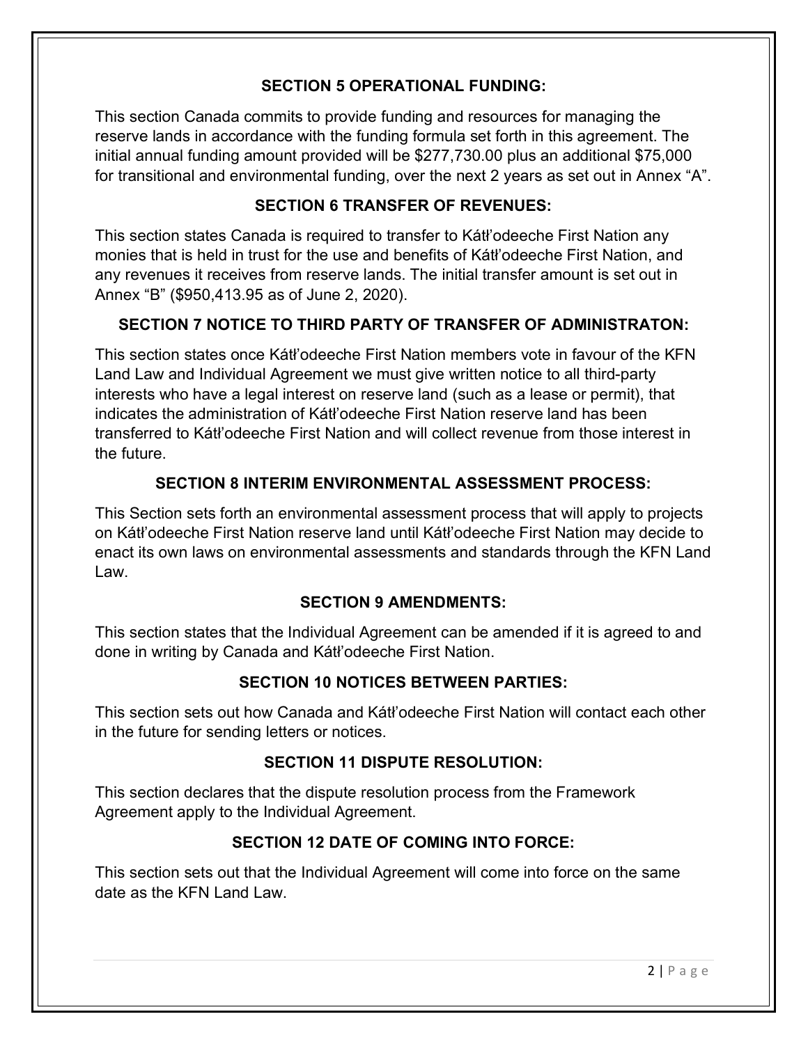### SECTION 5 OPERATIONAL FUNDING:

This section Canada commits to provide funding and resources for managing the reserve lands in accordance with the funding formula set forth in this agreement. The initial annual funding amount provided will be $277,730.00 plus an additional $75,000 for transitional and environmental funding, over the next 2 years as set out in Annex "A".

### SECTION 6 TRANSFER OF REVENUES:

This section states Canada is required to transfer to Kátł'odeeche First Nation any monies that is held in trust for the use and benefits of Kátł'odeeche First Nation, and any revenues it receives from reserve lands. The initial transfer amount is set out in Annex "B" ($950,413.95 as of June 2, 2020).

### SECTION 7 NOTICE TO THIRD PARTY OF TRANSFER OF ADMINISTRATON:

This section states once Kátł'odeeche First Nation members vote in favour of the KFN Land Law and Individual Agreement we must give written notice to all third-party interests who have a legal interest on reserve land (such as a lease or permit), that indicates the administration of Kátł'odeeche First Nation reserve land has been transferred to Kátł'odeeche First Nation and will collect revenue from those interest in the future.

### SECTION 8 INTERIM ENVIRONMENTAL ASSESSMENT PROCESS:

This Section sets forth an environmental assessment process that will apply to projects on Kátł'odeeche First Nation reserve land until Kátł'odeeche First Nation may decide to enact its own laws on environmental assessments and standards through the KFN Land Law.

### SECTION 9 AMENDMENTS:

This section states that the Individual Agreement can be amended if it is agreed to and done in writing by Canada and Kátł'odeeche First Nation.

### SECTION 10 NOTICES BETWEEN PARTIES:

This section sets out how Canada and Kátł'odeeche First Nation will contact each other in the future for sending letters or notices.

### SECTION 11 DISPUTE RESOLUTION:

This section declares that the dispute resolution process from the Framework Agreement apply to the Individual Agreement.

### SECTION 12 DATE OF COMING INTO FORCE:

This section sets out that the Individual Agreement will come into force on the same date as the KFN Land Law.